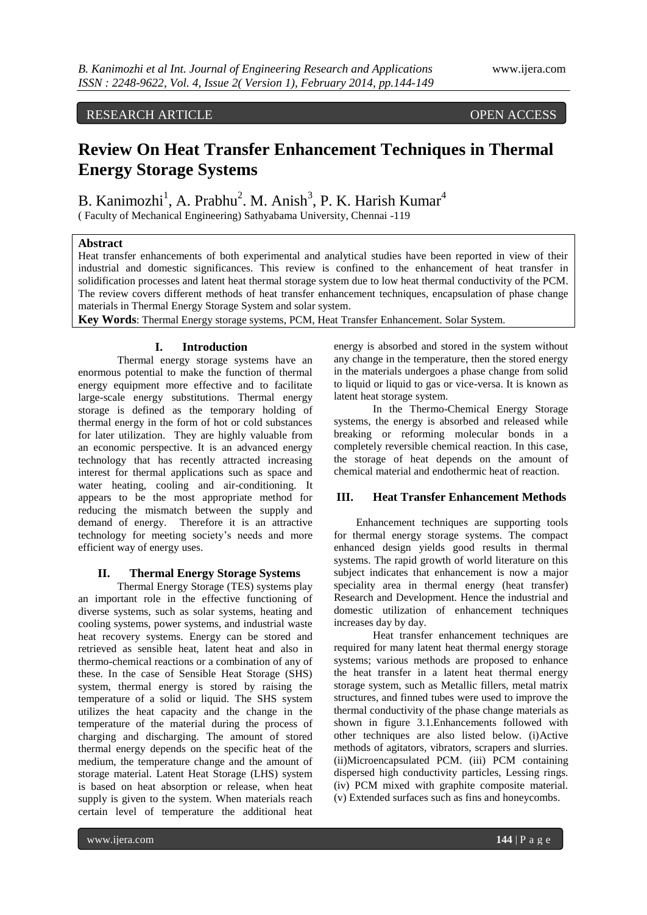RESEARCH ARTICLE OPEN ACCESS

# Review On Heat Transfer Enhancement Techniques in Thermal Energy Storage Systems

B. Kanimozhi[1], A. Prabhu[2]. M. Anish[3], P. K. Harish Kumar[4]

( Faculty of Mechanical Engineering) Sathyabama University, Chennai -119

**Abstract**

Heat transfer enhancements of both experimental and analytical studies have been reported in view of their industrial and domestic significances. This review is confined to the enhancement of heat transfer in solidification processes and latent heat thermal storage system due to low heat thermal conductivity of the PCM. The review covers different methods of heat transfer enhancement techniques, encapsulation of phase change materials in Thermal Energy Storage System and solar system.

**Key Words**: Thermal Energy storage systems, PCM, Heat Transfer Enhancement. Solar System.

## I. Introduction

Thermal energy storage systems have an enormous potential to make the function of thermal energy equipment more effective and to facilitate large-scale energy substitutions. Thermal energy storage is defined as the temporary holding of thermal energy in the form of hot or cold substances for later utilization. They are highly valuable from an economic perspective. It is an advanced energy technology that has recently attracted increasing interest for thermal applications such as space and water heating, cooling and air-conditioning. It appears to be the most appropriate method for reducing the mismatch between the supply and demand of energy. Therefore it is an attractive technology for meeting society's needs and more efficient way of energy uses.

## II. Thermal Energy Storage Systems

Thermal Energy Storage (TES) systems play an important role in the effective functioning of diverse systems, such as solar systems, heating and cooling systems, power systems, and industrial waste heat recovery systems. Energy can be stored and retrieved as sensible heat, latent heat and also in thermo-chemical reactions or a combination of any of these. In the case of Sensible Heat Storage (SHS) system, thermal energy is stored by raising the temperature of a solid or liquid. The SHS system utilizes the heat capacity and the change in the temperature of the material during the process of charging and discharging. The amount of stored thermal energy depends on the specific heat of the medium, the temperature change and the amount of storage material. Latent Heat Storage (LHS) system is based on heat absorption or release, when heat supply is given to the system. When materials reach certain level of temperature the additional heat energy is absorbed and stored in the system without any change in the temperature, then the stored energy in the materials undergoes a phase change from solid to liquid or liquid to gas or vice-versa. It is known as latent heat storage system.

In the Thermo-Chemical Energy Storage systems, the energy is absorbed and released while breaking or reforming molecular bonds in a completely reversible chemical reaction. In this case, the storage of heat depends on the amount of chemical material and endothermic heat of reaction.

## III. Heat Transfer Enhancement Methods

Enhancement techniques are supporting tools for thermal energy storage systems. The compact enhanced design yields good results in thermal systems. The rapid growth of world literature on this subject indicates that enhancement is now a major speciality area in thermal energy (heat transfer) Research and Development. Hence the industrial and domestic utilization of enhancement techniques increases day by day.

Heat transfer enhancement techniques are required for many latent heat thermal energy storage systems; various methods are proposed to enhance the heat transfer in a latent heat thermal energy storage system, such as Metallic fillers, metal matrix structures, and finned tubes were used to improve the thermal conductivity of the phase change materials as shown in figure 3.1.Enhancements followed with other techniques are also listed below. (i)Active methods of agitators, vibrators, scrapers and slurries. (ii)Microencapsulated PCM. (iii) PCM containing dispersed high conductivity particles, Lessing rings. (iv) PCM mixed with graphite composite material. (v) Extended surfaces such as fins and honeycombs.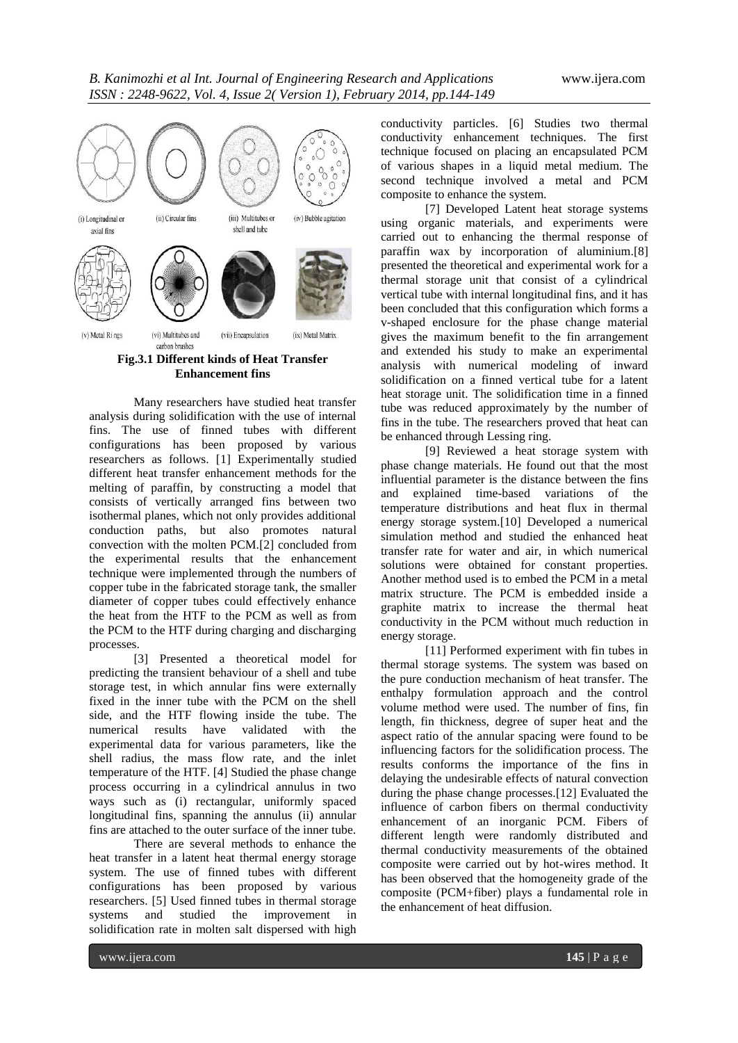(i) Longitudinal or axial fins

(ii) Circular fins

(iii) Multitubes or shell and tube

(iv) Bubble agitation

(v) Metal Rings

(vi) Multitubes and carbon brushes

(vii) Encapsulation

(ix) Metal Matrix

**Fig.3.1 Different kinds of Heat Transfer Enhancement fins**

Many researchers have studied heat transfer analysis during solidification with the use of internal fins. The use of finned tubes with different configurations has been proposed by various researchers as follows. [1] Experimentally studied different heat transfer enhancement methods for the melting of paraffin, by constructing a model that consists of vertically arranged fins between two isothermal planes, which not only provides additional conduction paths, but also promotes natural convection with the molten PCM.[2] concluded from the experimental results that the enhancement technique were implemented through the numbers of copper tube in the fabricated storage tank, the smaller diameter of copper tubes could effectively enhance the heat from the HTF to the PCM as well as from the PCM to the HTF during charging and discharging processes.

[3] Presented a theoretical model for predicting the transient behaviour of a shell and tube storage test, in which annular fins were externally fixed in the inner tube with the PCM on the shell side, and the HTF flowing inside the tube. The numerical results have validated with the experimental data for various parameters, like the shell radius, the mass flow rate, and the inlet temperature of the HTF. [4] Studied the phase change process occurring in a cylindrical annulus in two ways such as (i) rectangular, uniformly spaced longitudinal fins, spanning the annulus (ii) annular fins are attached to the outer surface of the inner tube.

There are several methods to enhance the heat transfer in a latent heat thermal energy storage system. The use of finned tubes with different configurations has been proposed by various researchers. [5] Used finned tubes in thermal storage systems and studied the improvement in solidification rate in molten salt dispersed with high conductivity particles. [6] Studies two thermal conductivity enhancement techniques. The first technique focused on placing an encapsulated PCM of various shapes in a liquid metal medium. The second technique involved a metal and PCM composite to enhance the system.

[7] Developed Latent heat storage systems using organic materials, and experiments were carried out to enhancing the thermal response of paraffin wax by incorporation of aluminium.[8] presented the theoretical and experimental work for a thermal storage unit that consist of a cylindrical vertical tube with internal longitudinal fins, and it has been concluded that this configuration which forms a v-shaped enclosure for the phase change material gives the maximum benefit to the fin arrangement and extended his study to make an experimental analysis with numerical modeling of inward solidification on a finned vertical tube for a latent heat storage unit. The solidification time in a finned tube was reduced approximately by the number of fins in the tube. The researchers proved that heat can be enhanced through Lessing ring.

[9] Reviewed a heat storage system with phase change materials. He found out that the most influential parameter is the distance between the fins and explained time-based variations of the temperature distributions and heat flux in thermal energy storage system.[10] Developed a numerical simulation method and studied the enhanced heat transfer rate for water and air, in which numerical solutions were obtained for constant properties. Another method used is to embed the PCM in a metal matrix structure. The PCM is embedded inside a graphite matrix to increase the thermal heat conductivity in the PCM without much reduction in energy storage.

[11] Performed experiment with fin tubes in thermal storage systems. The system was based on the pure conduction mechanism of heat transfer. The enthalpy formulation approach and the control volume method were used. The number of fins, fin length, fin thickness, degree of super heat and the aspect ratio of the annular spacing were found to be influencing factors for the solidification process. The results conforms the importance of the fins in delaying the undesirable effects of natural convection during the phase change processes.[12] Evaluated the influence of carbon fibers on thermal conductivity enhancement of an inorganic PCM. Fibers of different length were randomly distributed and thermal conductivity measurements of the obtained composite were carried out by hot-wires method. It has been observed that the homogeneity grade of the composite (PCM+fiber) plays a fundamental role in the enhancement of heat diffusion.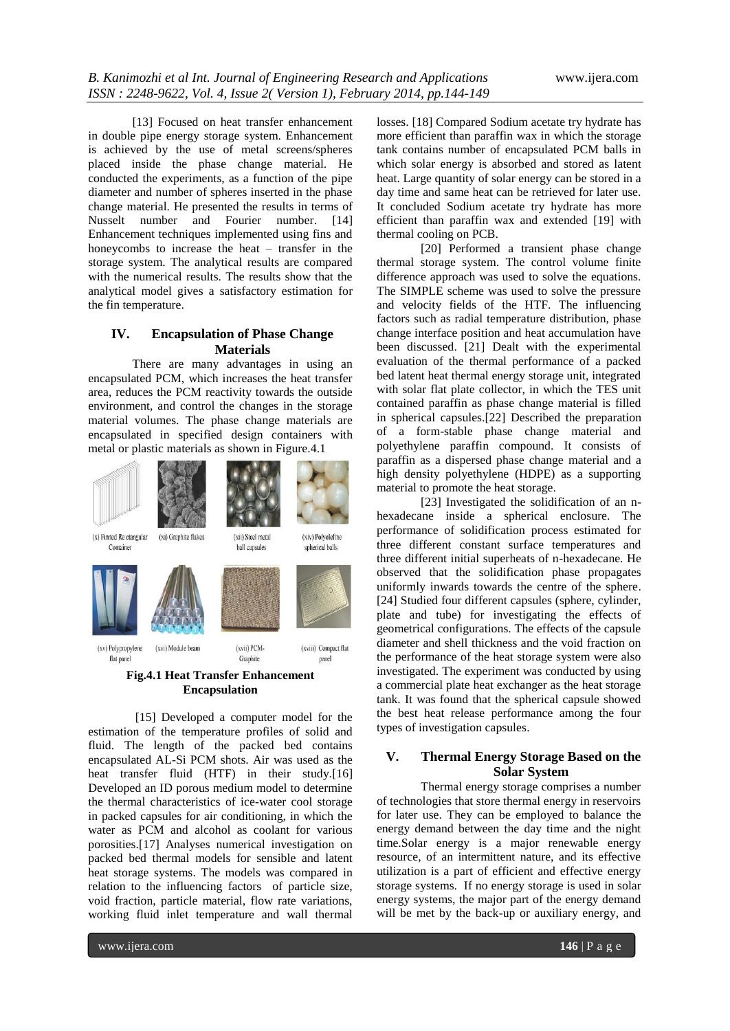[13] Focused on heat transfer enhancement in double pipe energy storage system. Enhancement is achieved by the use of metal screens/spheres placed inside the phase change material. He conducted the experiments, as a function of the pipe diameter and number of spheres inserted in the phase change material. He presented the results in terms of Nusselt number and Fourier number. [14] Enhancement techniques implemented using fins and honeycombs to increase the heat – transfer in the storage system. The analytical results are compared with the numerical results. The results show that the analytical model gives a satisfactory estimation for the fin temperature.

## IV. Encapsulation of Phase Change Materials

There are many advantages in using an encapsulated PCM, which increases the heat transfer area, reduces the PCM reactivity towards the outside environment, and control the changes in the storage material volumes. The phase change materials are encapsulated in specified design containers with metal or plastic materials as shown in Figure.4.1

(x) Finned Re ctangular Container

(xi) Graphite flakes

(xii) Steel metal ball capsules

(xiv) Polyolefine spherical balls

(xv) Polypropylene flat panel

(xvi) Module beam

(xvii) PCM-Graphite

(xviii) Compact flat panel

**Fig.4.1 Heat Transfer Enhancement Encapsulation**

[15] Developed a computer model for the estimation of the temperature profiles of solid and fluid. The length of the packed bed contains encapsulated AL-Si PCM shots. Air was used as the heat transfer fluid (HTF) in their study.[16] Developed an ID porous medium model to determine the thermal characteristics of ice-water cool storage in packed capsules for air conditioning, in which the water as PCM and alcohol as coolant for various porosities.[17] Analyses numerical investigation on packed bed thermal models for sensible and latent heat storage systems. The models was compared in relation to the influencing factors of particle size, void fraction, particle material, flow rate variations, working fluid inlet temperature and wall thermal losses. [18] Compared Sodium acetate try hydrate has more efficient than paraffin wax in which the storage tank contains number of encapsulated PCM balls in which solar energy is absorbed and stored as latent heat. Large quantity of solar energy can be stored in a day time and same heat can be retrieved for later use. It concluded Sodium acetate try hydrate has more efficient than paraffin wax and extended [19] with thermal cooling on PCB.

[20] Performed a transient phase change thermal storage system. The control volume finite difference approach was used to solve the equations. The SIMPLE scheme was used to solve the pressure and velocity fields of the HTF. The influencing factors such as radial temperature distribution, phase change interface position and heat accumulation have been discussed. [21] Dealt with the experimental evaluation of the thermal performance of a packed bed latent heat thermal energy storage unit, integrated with solar flat plate collector, in which the TES unit contained paraffin as phase change material is filled in spherical capsules.[22] Described the preparation of a form-stable phase change material and polyethylene paraffin compound. It consists of paraffin as a dispersed phase change material and a high density polyethylene (HDPE) as a supporting material to promote the heat storage.

[23] Investigated the solidification of an n-hexadecane inside a spherical enclosure. The performance of solidification process estimated for three different constant surface temperatures and three different initial superheats of n-hexadecane. He observed that the solidification phase propagates uniformly inwards towards the centre of the sphere. [24] Studied four different capsules (sphere, cylinder, plate and tube) for investigating the effects of geometrical configurations. The effects of the capsule diameter and shell thickness and the void fraction on the performance of the heat storage system were also investigated. The experiment was conducted by using a commercial plate heat exchanger as the heat storage tank. It was found that the spherical capsule showed the best heat release performance among the four types of investigation capsules.

## V. Thermal Energy Storage Based on the Solar System

Thermal energy storage comprises a number of technologies that store thermal energy in reservoirs for later use. They can be employed to balance the energy demand between the day time and the night time.Solar energy is a major renewable energy resource, of an intermittent nature, and its effective utilization is a part of efficient and effective energy storage systems. If no energy storage is used in solar energy systems, the major part of the energy demand will be met by the back-up or auxiliary energy, and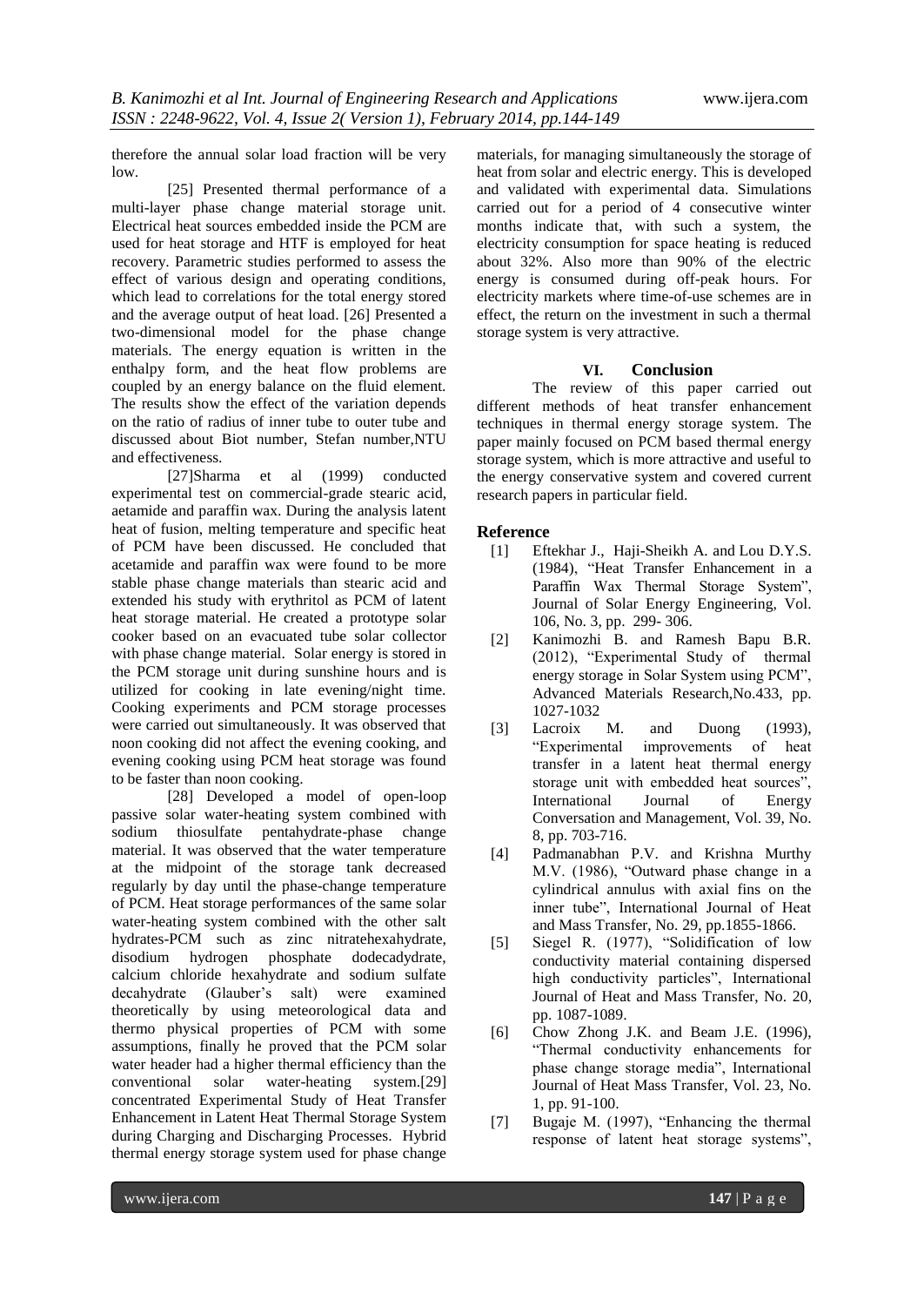therefore the annual solar load fraction will be very low.

[25] Presented thermal performance of a multi-layer phase change material storage unit. Electrical heat sources embedded inside the PCM are used for heat storage and HTF is employed for heat recovery. Parametric studies performed to assess the effect of various design and operating conditions, which lead to correlations for the total energy stored and the average output of heat load. [26] Presented a two-dimensional model for the phase change materials. The energy equation is written in the enthalpy form, and the heat flow problems are coupled by an energy balance on the fluid element. The results show the effect of the variation depends on the ratio of radius of inner tube to outer tube and discussed about Biot number, Stefan number,NTU and effectiveness.

[27]Sharma et al (1999) conducted experimental test on commercial-grade stearic acid, aetamide and paraffin wax. During the analysis latent heat of fusion, melting temperature and specific heat of PCM have been discussed. He concluded that acetamide and paraffin wax were found to be more stable phase change materials than stearic acid and extended his study with erythritol as PCM of latent heat storage material. He created a prototype solar cooker based on an evacuated tube solar collector with phase change material. Solar energy is stored in the PCM storage unit during sunshine hours and is utilized for cooking in late evening/night time. Cooking experiments and PCM storage processes were carried out simultaneously. It was observed that noon cooking did not affect the evening cooking, and evening cooking using PCM heat storage was found to be faster than noon cooking.

[28] Developed a model of open-loop passive solar water-heating system combined with sodium thiosulfate pentahydrate-phase change material. It was observed that the water temperature at the midpoint of the storage tank decreased regularly by day until the phase-change temperature of PCM. Heat storage performances of the same solar water-heating system combined with the other salt hydrates-PCM such as zinc nitratehexahydrate, disodium hydrogen phosphate dodecadydrate, calcium chloride hexahydrate and sodium sulfate decahydrate (Glauber's salt) were examined theoretically by using meteorological data and thermo physical properties of PCM with some assumptions, finally he proved that the PCM solar water header had a higher thermal efficiency than the conventional solar water-heating system.[29] concentrated Experimental Study of Heat Transfer Enhancement in Latent Heat Thermal Storage System during Charging and Discharging Processes. Hybrid thermal energy storage system used for phase change materials, for managing simultaneously the storage of heat from solar and electric energy. This is developed and validated with experimental data. Simulations carried out for a period of 4 consecutive winter months indicate that, with such a system, the electricity consumption for space heating is reduced about 32%. Also more than 90% of the electric energy is consumed during off-peak hours. For electricity markets where time-of-use schemes are in effect, the return on the investment in such a thermal storage system is very attractive.

## VI. Conclusion

The review of this paper carried out different methods of heat transfer enhancement techniques in thermal energy storage system. The paper mainly focused on PCM based thermal energy storage system, which is more attractive and useful to the energy conservative system and covered current research papers in particular field.

## Reference

[1] Eftekhar J., Haji-Sheikh A. and Lou D.Y.S. (1984), "Heat Transfer Enhancement in a Paraffin Wax Thermal Storage System", Journal of Solar Energy Engineering, Vol. 106, No. 3, pp. 299- 306.

[2] Kanimozhi B. and Ramesh Bapu B.R. (2012), "Experimental Study of thermal energy storage in Solar System using PCM", Advanced Materials Research,No.433, pp. 1027-1032

[3] Lacroix M. and Duong (1993), "Experimental improvements of heat transfer in a latent heat thermal energy storage unit with embedded heat sources", International Journal of Energy Conversation and Management, Vol. 39, No. 8, pp. 703-716.

[4] Padmanabhan P.V. and Krishna Murthy M.V. (1986), "Outward phase change in a cylindrical annulus with axial fins on the inner tube", International Journal of Heat and Mass Transfer, No. 29, pp.1855-1866.

[5] Siegel R. (1977), "Solidification of low conductivity material containing dispersed high conductivity particles", International Journal of Heat and Mass Transfer, No. 20, pp. 1087-1089.

[6] Chow Zhong J.K. and Beam J.E. (1996), "Thermal conductivity enhancements for phase change storage media", International Journal of Heat Mass Transfer, Vol. 23, No. 1, pp. 91-100.

[7] Bugaje M. (1997), "Enhancing the thermal response of latent heat storage systems",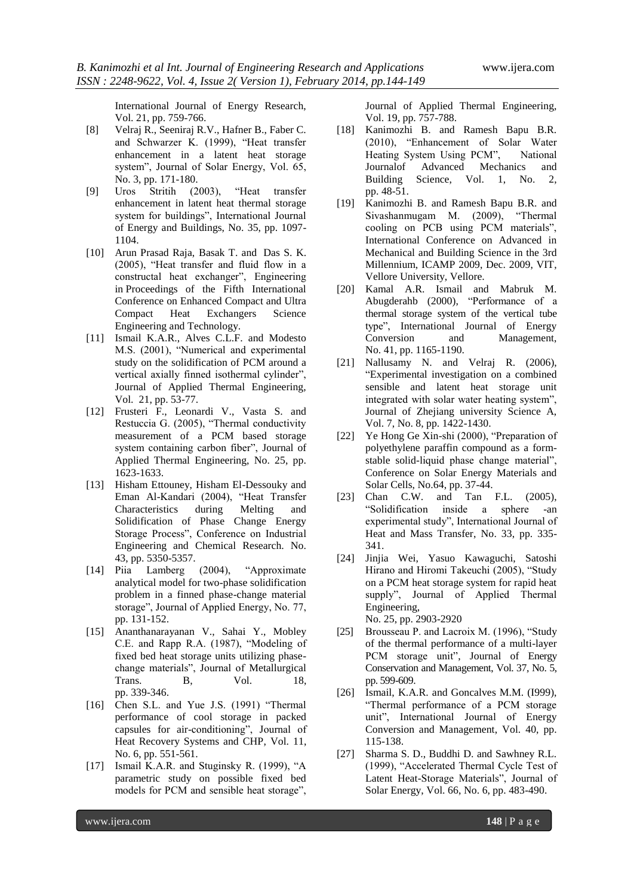International Journal of Energy Research, Vol. 21, pp. 759-766.

[8] Velraj R., Seeniraj R.V., Hafner B., Faber C. and Schwarzer K. (1999), "Heat transfer enhancement in a latent heat storage system", Journal of Solar Energy, Vol. 65, No. 3, pp. 171-180.

[9] Uros Stritih (2003), "Heat transfer enhancement in latent heat thermal storage system for buildings", International Journal of Energy and Buildings, No. 35, pp. 1097-1104.

[10] Arun Prasad Raja, Basak T. and Das S. K. (2005), "Heat transfer and fluid flow in a constructal heat exchanger", Engineering in Proceedings of the Fifth International Conference on Enhanced Compact and Ultra Compact Heat Exchangers Science Engineering and Technology.

[11] Ismail K.A.R., Alves C.L.F. and Modesto M.S. (2001), "Numerical and experimental study on the solidification of PCM around a vertical axially finned isothermal cylinder", Journal of Applied Thermal Engineering, Vol. 21, pp. 53-77.

[12] Frusteri F., Leonardi V., Vasta S. and Restuccia G. (2005), "Thermal conductivity measurement of a PCM based storage system containing carbon fiber", Journal of Applied Thermal Engineering, No. 25, pp. 1623-1633.

[13] Hisham Ettouney, Hisham El-Dessouky and Eman Al-Kandari (2004), "Heat Transfer Characteristics during Melting and Solidification of Phase Change Energy Storage Process", Conference on Industrial Engineering and Chemical Research. No. 43, pp. 5350-5357.

[14] Piia Lamberg (2004), "Approximate analytical model for two-phase solidification problem in a finned phase-change material storage", Journal of Applied Energy, No. 77, pp. 131-152.

[15] Ananthanarayanan V., Sahai Y., Mobley C.E. and Rapp R.A. (1987), "Modeling of fixed bed heat storage units utilizing phase-change materials", Journal of Metallurgical Trans. B, Vol. 18, pp. 339-346.

[16] Chen S.L. and Yue J.S. (1991) "Thermal performance of cool storage in packed capsules for air-conditioning", Journal of Heat Recovery Systems and CHP, Vol. 11, No. 6, pp. 551-561.

[17] Ismail K.A.R. and Stuginsky R. (1999), "A parametric study on possible fixed bed models for PCM and sensible heat storage", Journal of Applied Thermal Engineering, Vol. 19, pp. 757-788.

[18] Kanimozhi B. and Ramesh Bapu B.R. (2010), "Enhancement of Solar Water Heating System Using PCM", National Journalof Advanced Mechanics and Building Science, Vol. 1, No. 2, pp. 48-51.

[19] Kanimozhi B. and Ramesh Bapu B.R. and Sivashanmugam M. (2009), "Thermal cooling on PCB using PCM materials", International Conference on Advanced in Mechanical and Building Science in the 3rd Millennium, ICAMP 2009, Dec. 2009, VIT, Vellore University, Vellore.

[20] Kamal A.R. Ismail and Mabruk M. Abugderahb (2000), "Performance of a thermal storage system of the vertical tube type", International Journal of Energy Conversion and Management, No. 41, pp. 1165-1190.

[21] Nallusamy N. and Velraj R. (2006), "Experimental investigation on a combined sensible and latent heat storage unit integrated with solar water heating system", Journal of Zhejiang university Science A, Vol. 7, No. 8, pp. 1422-1430.

[22] Ye Hong Ge Xin-shi (2000), "Preparation of polyethylene paraffin compound as a form-stable solid-liquid phase change material", Conference on Solar Energy Materials and Solar Cells, No.64, pp. 37-44.

[23] Chan C.W. and Tan F.L. (2005), "Solidification inside a sphere -an experimental study", International Journal of Heat and Mass Transfer, No. 33, pp. 335-341.

[24] Jinjia Wei, Yasuo Kawaguchi, Satoshi Hirano and Hiromi Takeuchi (2005), "Study on a PCM heat storage system for rapid heat supply", Journal of Applied Thermal Engineering, No. 25, pp. 2903-2920

[25] Brousseau P. and Lacroix M. (1996), "Study of the thermal performance of a multi-layer PCM storage unit", Journal of Energy Conservation and Management, Vol. 37, No. 5, pp. 599-609.

[26] Ismail, K.A.R. and Goncalves M.M. (I999), "Thermal performance of a PCM storage unit", International Journal of Energy Conversion and Management, Vol. 40, pp. 115-138.

[27] Sharma S. D., Buddhi D. and Sawhney R.L. (1999), "Accelerated Thermal Cycle Test of Latent Heat-Storage Materials", Journal of Solar Energy, Vol. 66, No. 6, pp. 483-490.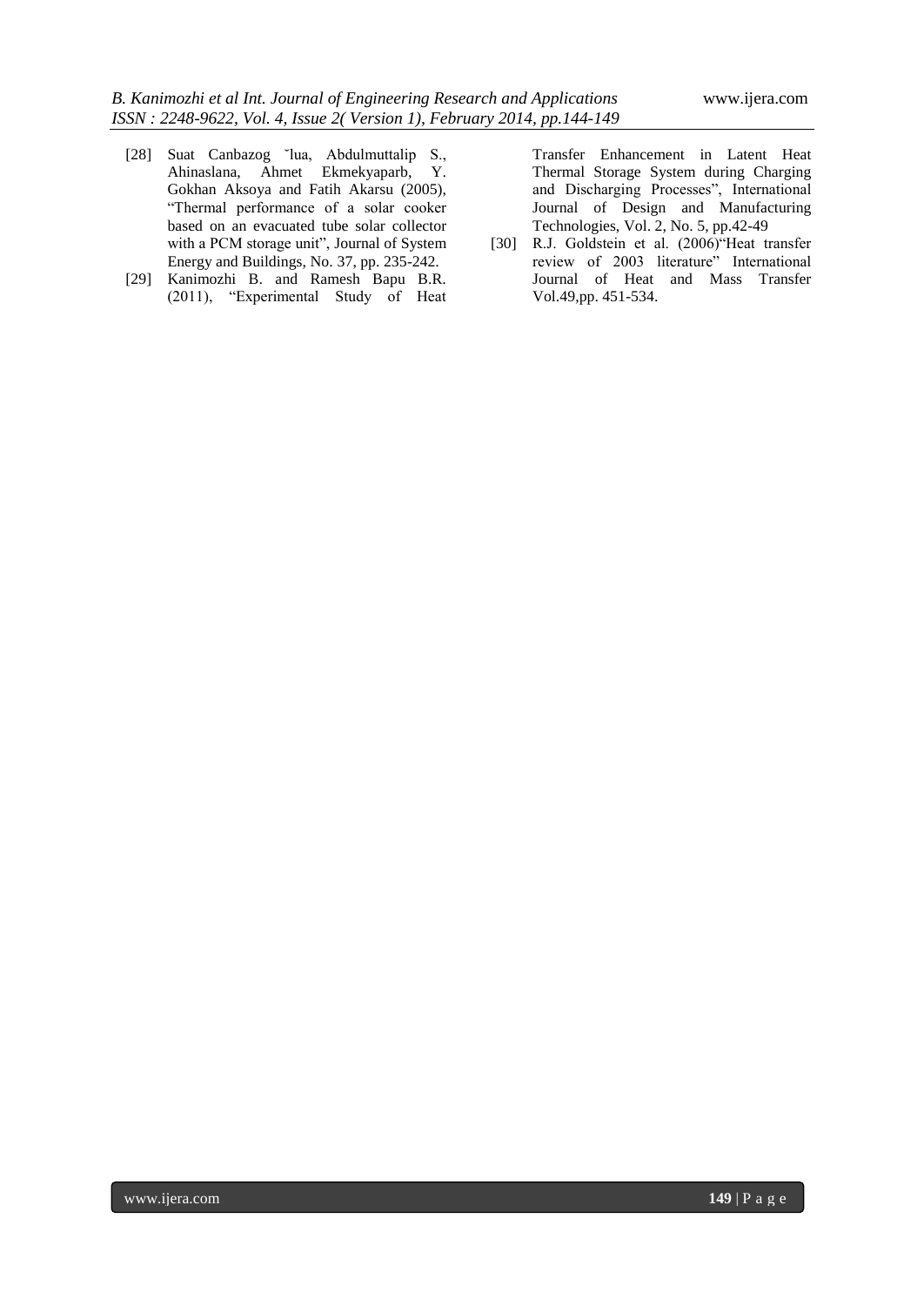[28] Suat Canbazog ˘lua, Abdulmuttalip S., Ahinaslana, Ahmet Ekmekyaparb, Y. Gokhan Aksoya and Fatih Akarsu (2005), "Thermal performance of a solar cooker based on an evacuated tube solar collector with a PCM storage unit", Journal of System Energy and Buildings, No. 37, pp. 235-242.

[29] Kanimozhi B. and Ramesh Bapu B.R. (2011), "Experimental Study of Heat Transfer Enhancement in Latent Heat Thermal Storage System during Charging and Discharging Processes", International Journal of Design and Manufacturing Technologies, Vol. 2, No. 5, pp.42-49

[30] R.J. Goldstein et al. (2006)"Heat transfer review of 2003 literature" International Journal of Heat and Mass Transfer Vol.49,pp. 451-534.